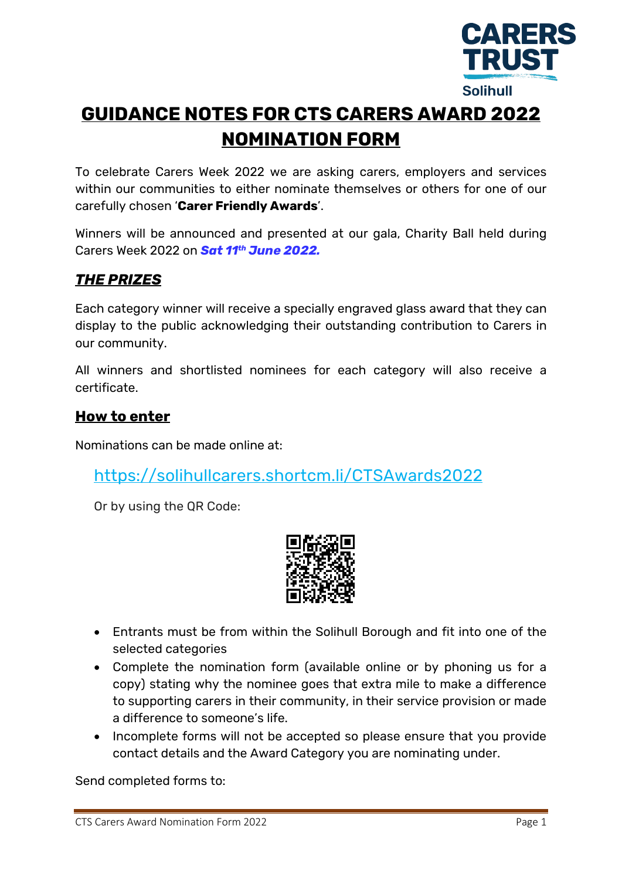CARERS TRUST

Solihull

# GUIDANCE NOTES FOR CTS CARERS AWARD 2022 NOMINATION FORM

To celebrate Carers Week 2022 we are asking carers, employers and services within our communities to either nominate themselves or others for one of our carefully chosen '**Carer Friendly Awards**'.

Winners will be announced and presented at our gala, Charity Ball held during Carers Week 2022 on ***Sat 11th June 2022.***

## *THE PRIZES*

Each category winner will receive a specially engraved glass award that they can display to the public acknowledging their outstanding contribution to Carers in our community.

All winners and shortlisted nominees for each category will also receive a certificate.

## How to enter

Nominations can be made online at:

https://solihullcarers.shortcm.li/CTSAwards2022

Or by using the QR Code:

- Entrants must be from within the Solihull Borough and fit into one of the selected categories
- Complete the nomination form (available online or by phoning us for a copy) stating why the nominee goes that extra mile to make a difference to supporting carers in their community, in their service provision or made a difference to someone's life.
- Incomplete forms will not be accepted so please ensure that you provide contact details and the Award Category you are nominating under.

Send completed forms to: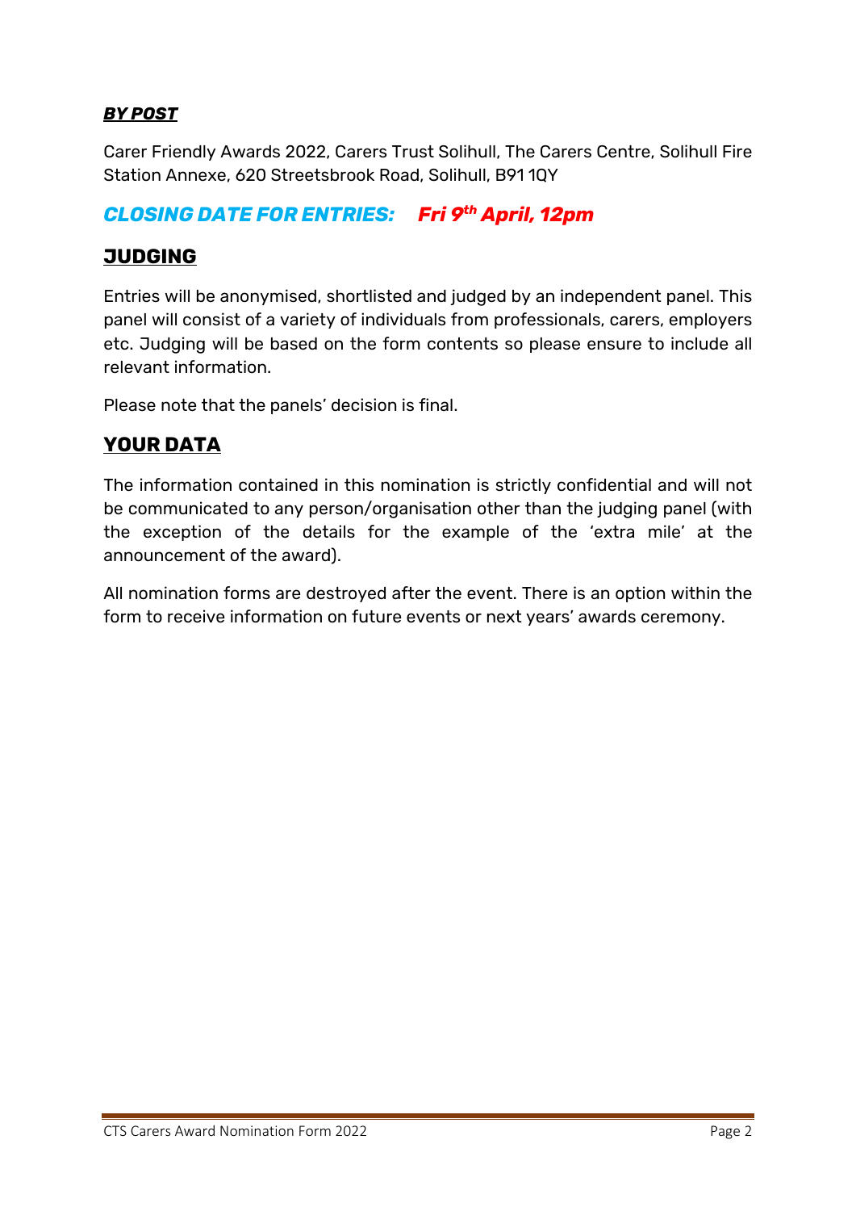***BY POST***

Carer Friendly Awards 2022, Carers Trust Solihull, The Carers Centre, Solihull Fire Station Annexe, 620 Streetsbrook Road, Solihull, B91 1QY

## ***CLOSING DATE FOR ENTRIES: Fri 9th April, 12pm***

## **JUDGING**

Entries will be anonymised, shortlisted and judged by an independent panel. This panel will consist of a variety of individuals from professionals, carers, employers etc. Judging will be based on the form contents so please ensure to include all relevant information.

Please note that the panels' decision is final.

## **YOUR DATA**

The information contained in this nomination is strictly confidential and will not be communicated to any person/organisation other than the judging panel (with the exception of the details for the example of the 'extra mile' at the announcement of the award).

All nomination forms are destroyed after the event. There is an option within the form to receive information on future events or next years' awards ceremony.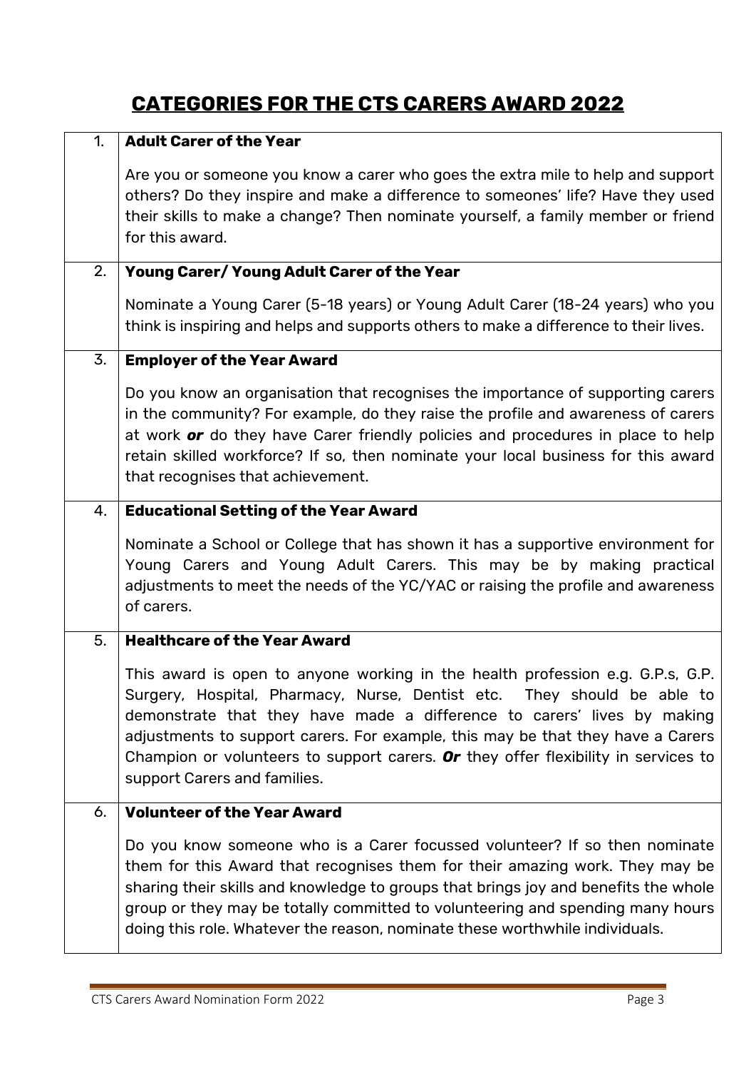# CATEGORIES FOR THE CTS CARERS AWARD 2022

| | |
|---|---|
| 1. | **Adult Carer of the Year**<br><br>Are you or someone you know a carer who goes the extra mile to help and support others? Do they inspire and make a difference to someones' life? Have they used their skills to make a change? Then nominate yourself, a family member or friend for this award. |
| 2. | **Young Carer/ Young Adult Carer of the Year**<br><br>Nominate a Young Carer (5-18 years) or Young Adult Carer (18-24 years) who you think is inspiring and helps and supports others to make a difference to their lives. |
| 3. | **Employer of the Year Award**<br><br>Do you know an organisation that recognises the importance of supporting carers in the community? For example, do they raise the profile and awareness of carers at work ***or*** do they have Carer friendly policies and procedures in place to help retain skilled workforce? If so, then nominate your local business for this award that recognises that achievement. |
| 4. | **Educational Setting of the Year Award**<br><br>Nominate a School or College that has shown it has a supportive environment for Young Carers and Young Adult Carers. This may be by making practical adjustments to meet the needs of the YC/YAC or raising the profile and awareness of carers. |
| 5. | **Healthcare of the Year Award**<br><br>This award is open to anyone working in the health profession e.g. G.P.s, G.P. Surgery, Hospital, Pharmacy, Nurse, Dentist etc. They should be able to demonstrate that they have made a difference to carers' lives by making adjustments to support carers. For example, this may be that they have a Carers Champion or volunteers to support carers. ***Or*** they offer flexibility in services to support Carers and families. |
| 6. | **Volunteer of the Year Award**<br><br>Do you know someone who is a Carer focussed volunteer? If so then nominate them for this Award that recognises them for their amazing work. They may be sharing their skills and knowledge to groups that brings joy and benefits the whole group or they may be totally committed to volunteering and spending many hours doing this role. Whatever the reason, nominate these worthwhile individuals. |